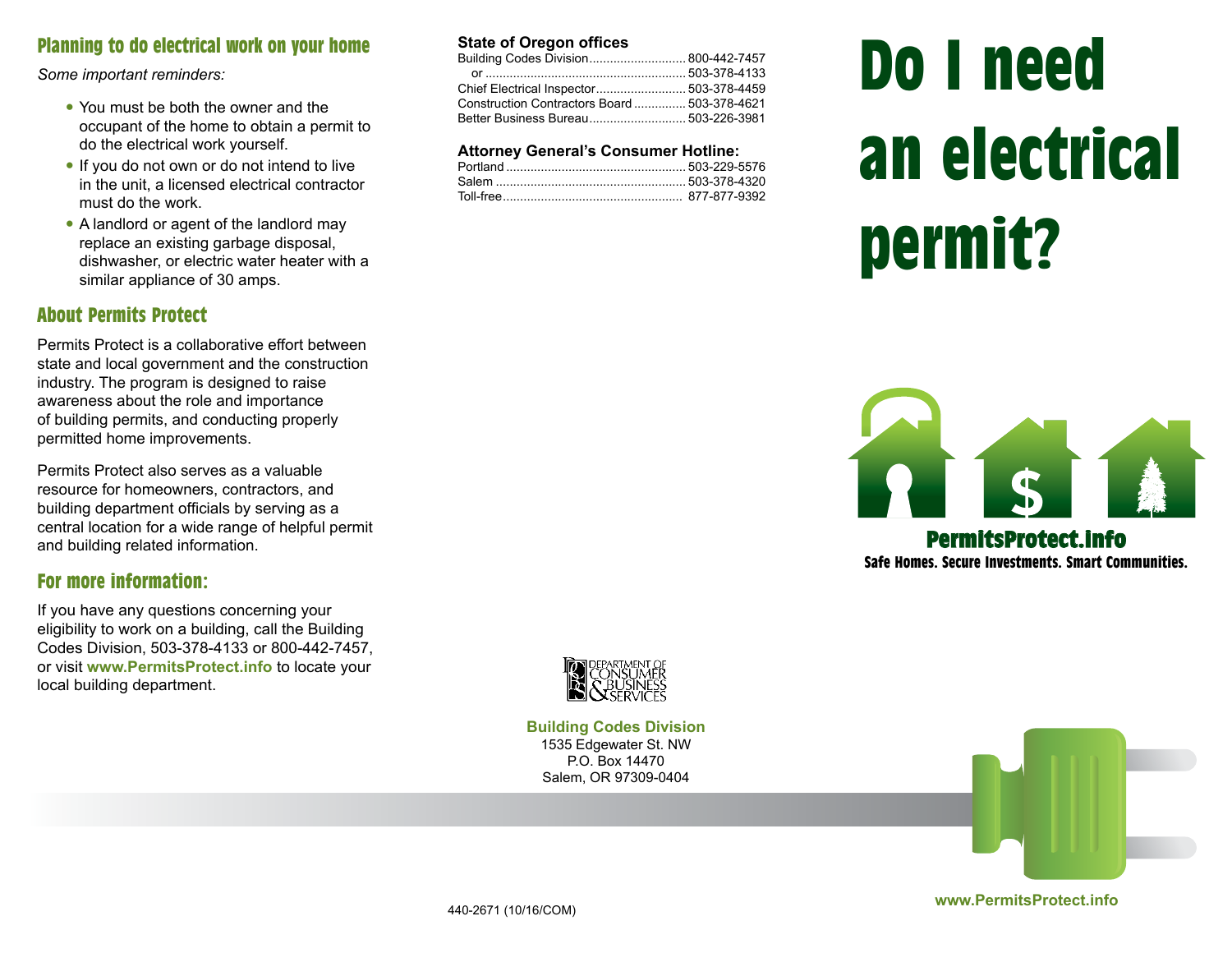## Planning to do electrical work on your home

*Some important reminders:*

- You must be both the owner and the occupant of the home to obtain a permit to do the electrical work yourself.
- If you do not own or do not intend to live in the unit, a licensed electrical contractor must do the work.
- A landlord or agent of the landlord may replace an existing garbage disposal, dishwasher, or electric water heater with a similar appliance of 30 amps.

## About Permits Protect

Permits Protect is a collaborative effort between state and local government and the construction industry. The program is designed to raise awareness about the role and importance of building permits, and conducting properly permitted home improvements.

Permits Protect also serves as a valuable resource for homeowners, contractors, and building department officials by serving as a central location for a wide range of helpful permit and building related information.

## For more information:

If you have any questions concerning your eligibility to work on a building, call the Building Codes Division, 503-378-4133 or 800-442-7457, or visit **www.PermitsProtect.info** to locate your local building department.

**State of Oregon offices**

Building Codes Division............................ 800-442-7457
or ........................................................... 503-378-4133
Chief Electrical Inspector.......................... 503-378-4459
Construction Contractors Board ............... 503-378-4621
Better Business Bureau............................ 503-226-3981

**Attorney General's Consumer Hotline:**

Portland .................................................... 503-229-5576
Salem ....................................................... 503-378-4320
Toll-free.................................................... 877-877-9392

DEPARTMENT OF CONSUMER & BUSINESS SERVICES

**Building Codes Division**
1535 Edgewater St. NW
P.O. Box 14470
Salem, OR 97309-0404

440-2671 (10/16/COM)

# Do I need an electrical permit?

**PermitsProtect.info**
**Safe Homes. Secure Investments. Smart Communities.**

**www.PermitsProtect.info**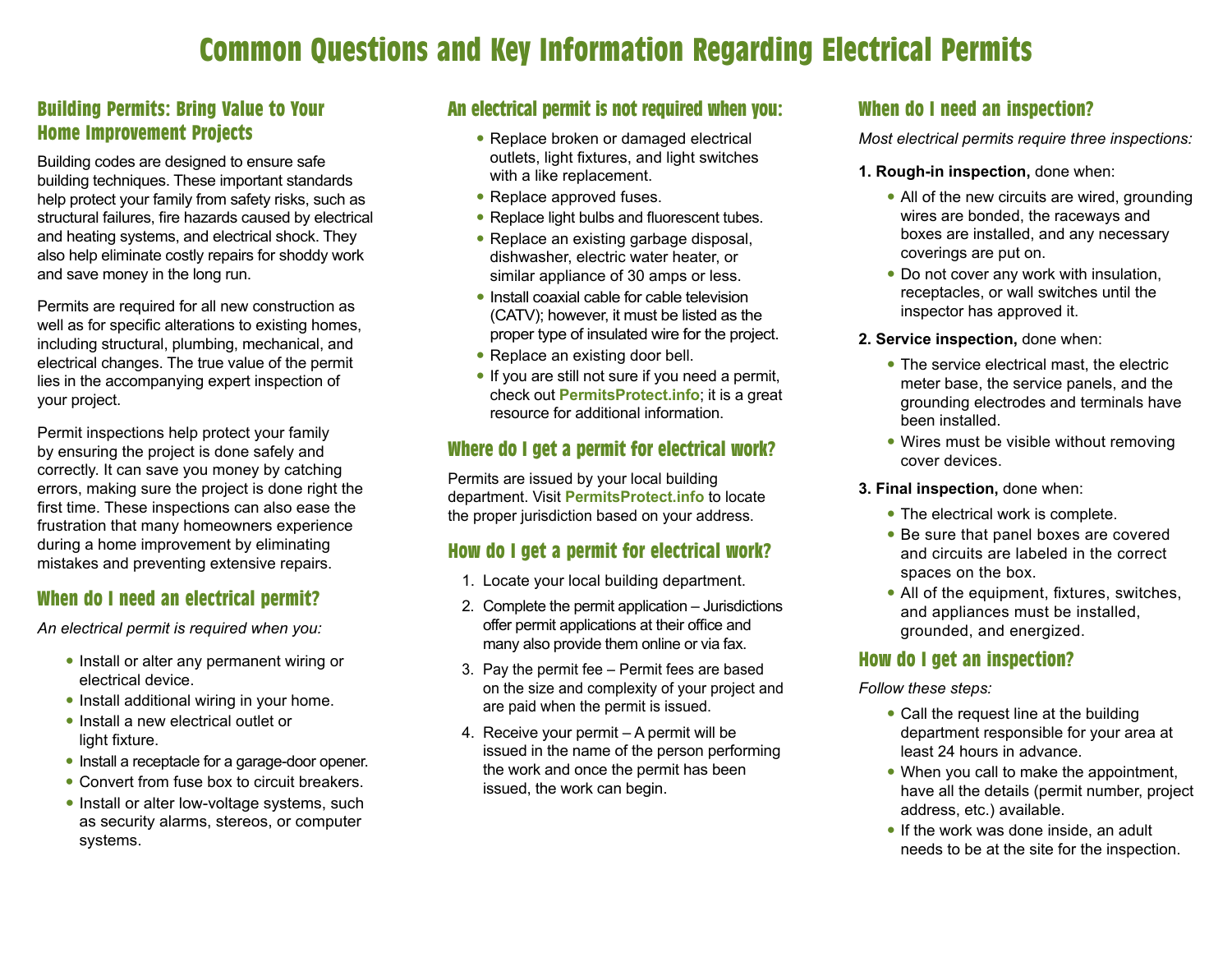# Common Questions and Key Information Regarding Electrical Permits

## Building Permits: Bring Value to Your Home Improvement Projects

Building codes are designed to ensure safe building techniques. These important standards help protect your family from safety risks, such as structural failures, fire hazards caused by electrical and heating systems, and electrical shock. They also help eliminate costly repairs for shoddy work and save money in the long run.

Permits are required for all new construction as well as for specific alterations to existing homes, including structural, plumbing, mechanical, and electrical changes. The true value of the permit lies in the accompanying expert inspection of your project.

Permit inspections help protect your family by ensuring the project is done safely and correctly. It can save you money by catching errors, making sure the project is done right the first time. These inspections can also ease the frustration that many homeowners experience during a home improvement by eliminating mistakes and preventing extensive repairs.

## When do I need an electrical permit?

*An electrical permit is required when you:*

- Install or alter any permanent wiring or electrical device.
- Install additional wiring in your home.
- Install a new electrical outlet or light fixture.
- Install a receptacle for a garage-door opener.
- Convert from fuse box to circuit breakers.
- Install or alter low-voltage systems, such as security alarms, stereos, or computer systems.

## An electrical permit is not required when you:

- Replace broken or damaged electrical outlets, light fixtures, and light switches with a like replacement.
- Replace approved fuses.
- Replace light bulbs and fluorescent tubes.
- Replace an existing garbage disposal, dishwasher, electric water heater, or similar appliance of 30 amps or less.
- Install coaxial cable for cable television (CATV); however, it must be listed as the proper type of insulated wire for the project.
- Replace an existing door bell.
- If you are still not sure if you need a permit, check out **PermitsProtect.info**; it is a great resource for additional information.

## Where do I get a permit for electrical work?

Permits are issued by your local building department. Visit **PermitsProtect.info** to locate the proper jurisdiction based on your address.

## How do I get a permit for electrical work?

1. Locate your local building department.
2. Complete the permit application – Jurisdictions offer permit applications at their office and many also provide them online or via fax.
3. Pay the permit fee – Permit fees are based on the size and complexity of your project and are paid when the permit is issued.
4. Receive your permit – A permit will be issued in the name of the person performing the work and once the permit has been issued, the work can begin.

## When do I need an inspection?

*Most electrical permits require three inspections:*

**1. Rough-in inspection,** done when:

- All of the new circuits are wired, grounding wires are bonded, the raceways and boxes are installed, and any necessary coverings are put on.
- Do not cover any work with insulation, receptacles, or wall switches until the inspector has approved it.

**2. Service inspection,** done when:

- The service electrical mast, the electric meter base, the service panels, and the grounding electrodes and terminals have been installed.
- Wires must be visible without removing cover devices.

**3. Final inspection,** done when:

- The electrical work is complete.
- Be sure that panel boxes are covered and circuits are labeled in the correct spaces on the box.
- All of the equipment, fixtures, switches, and appliances must be installed, grounded, and energized.

## How do I get an inspection?

*Follow these steps:*

- Call the request line at the building department responsible for your area at least 24 hours in advance.
- When you call to make the appointment, have all the details (permit number, project address, etc.) available.
- If the work was done inside, an adult needs to be at the site for the inspection.